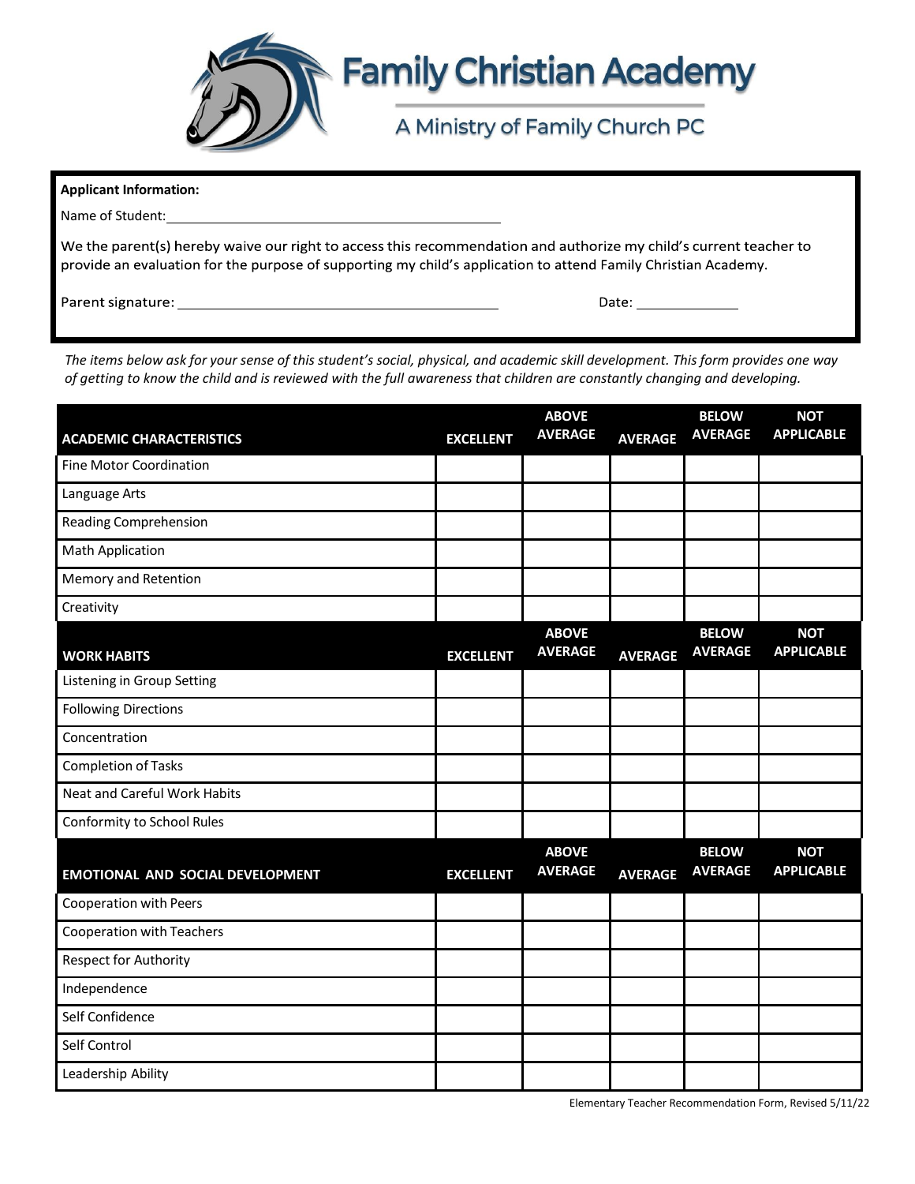# Family Christian Academy

## A Ministry of Family Church PC

**Applicant Information:**

Name of Student: ____________________________________________

We the parent(s) hereby waive our right to access this recommendation and authorize my child's current teacher to provide an evaluation for the purpose of supporting my child's application to attend Family Christian Academy.

Parent signature: ____________________________________________ Date: ______________

*The items below ask for your sense of this student's social, physical, and academic skill development. This form provides one way of getting to know the child and is reviewed with the full awareness that children are constantly changing and developing.*

| ACADEMIC CHARACTERISTICS | EXCELLENT | ABOVE AVERAGE | AVERAGE | BELOW AVERAGE | NOT APPLICABLE |
|---|---|---|---|---|---|
| Fine Motor Coordination | | | | | |
| Language Arts | | | | | |
| Reading Comprehension | | | | | |
| Math Application | | | | | |
| Memory and Retention | | | | | |
| Creativity | | | | | |
| **WORK HABITS** | **EXCELLENT** | **ABOVE AVERAGE** | **AVERAGE** | **BELOW AVERAGE** | **NOT APPLICABLE** |
| Listening in Group Setting | | | | | |
| Following Directions | | | | | |
| Concentration | | | | | |
| Completion of Tasks | | | | | |
| Neat and Careful Work Habits | | | | | |
| Conformity to School Rules | | | | | |
| **EMOTIONAL AND SOCIAL DEVELOPMENT** | **EXCELLENT** | **ABOVE AVERAGE** | **AVERAGE** | **BELOW AVERAGE** | **NOT APPLICABLE** |
| Cooperation with Peers | | | | | |
| Cooperation with Teachers | | | | | |
| Respect for Authority | | | | | |
| Independence | | | | | |
| Self Confidence | | | | | |
| Self Control | | | | | |
| Leadership Ability | | | | | |

Elementary Teacher Recommendation Form, Revised 5/11/22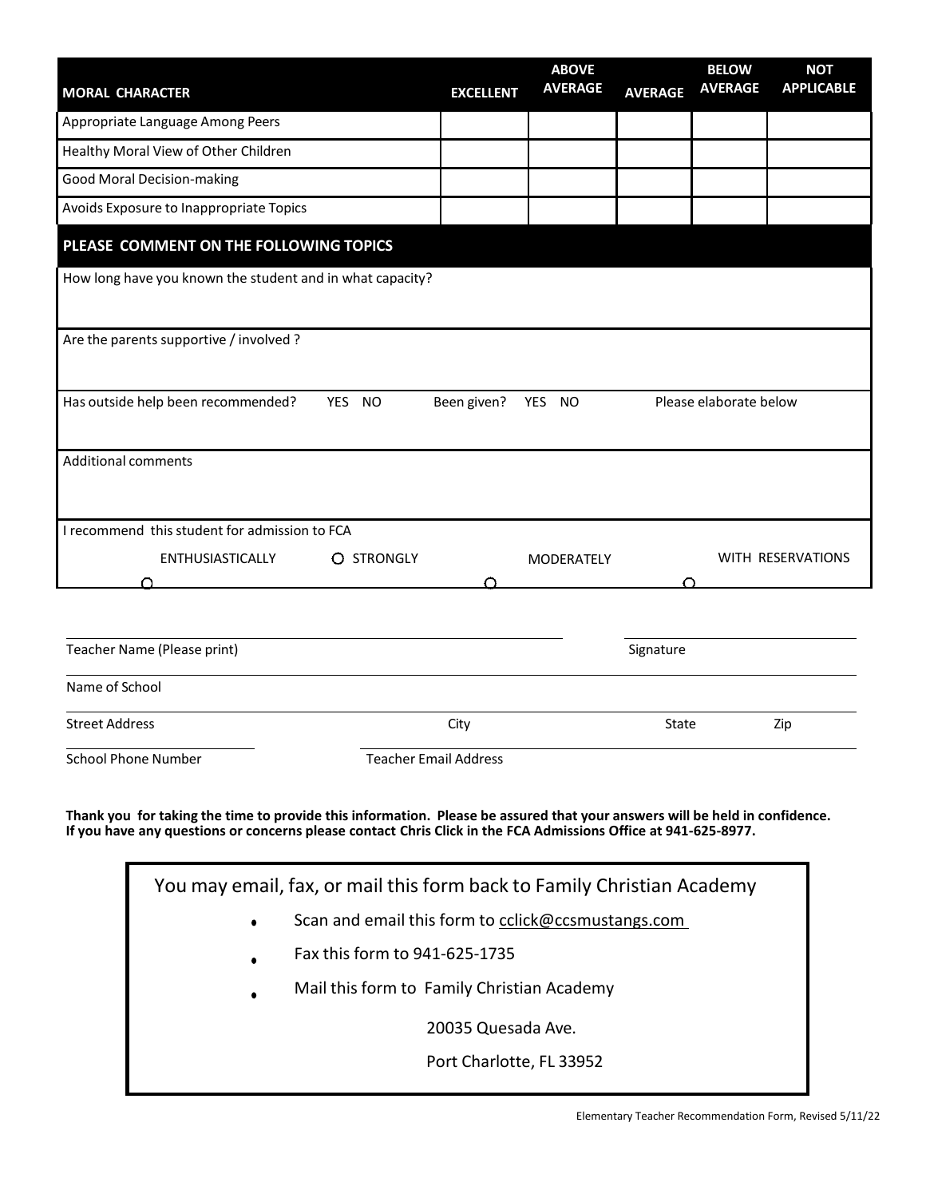| MORAL CHARACTER | EXCELLENT | ABOVE AVERAGE | AVERAGE | BELOW AVERAGE | NOT APPLICABLE |
|---|---|---|---|---|---|
| Appropriate Language Among Peers | | | | | |
| Healthy Moral View of Other Children | | | | | |
| Good Moral Decision-making | | | | | |
| Avoids Exposure to Inappropriate Topics | | | | | |

## PLEASE COMMENT ON THE FOLLOWING TOPICS

How long have you known the student and in what capacity?

Are the parents supportive / involved ?

Has outside help been recommended? YES NO Been given? YES NO Please elaborate below

Additional comments

I recommend this student for admission to FCA

○ ENTHUSIASTICALLY ○ STRONGLY ○ MODERATELY ○ WITH RESERVATIONS

Teacher Name (Please print) ____________________ Signature ____________________

Name of School ____________________

Street Address ____________________ City ____________________ State ________ Zip ________

School Phone Number ____________________ Teacher Email Address ____________________

**Thank you for taking the time to provide this information. Please be assured that your answers will be held in confidence. If you have any questions or concerns please contact Chris Click in the FCA Admissions Office at 941-625-8977.**

You may email, fax, or mail this form back to Family Christian Academy

- Scan and email this form to cclick@ccsmustangs.com
- Fax this form to 941-625-1735
- Mail this form to Family Christian Academy

  20035 Quesada Ave.

  Port Charlotte, FL 33952

Elementary Teacher Recommendation Form, Revised 5/11/22